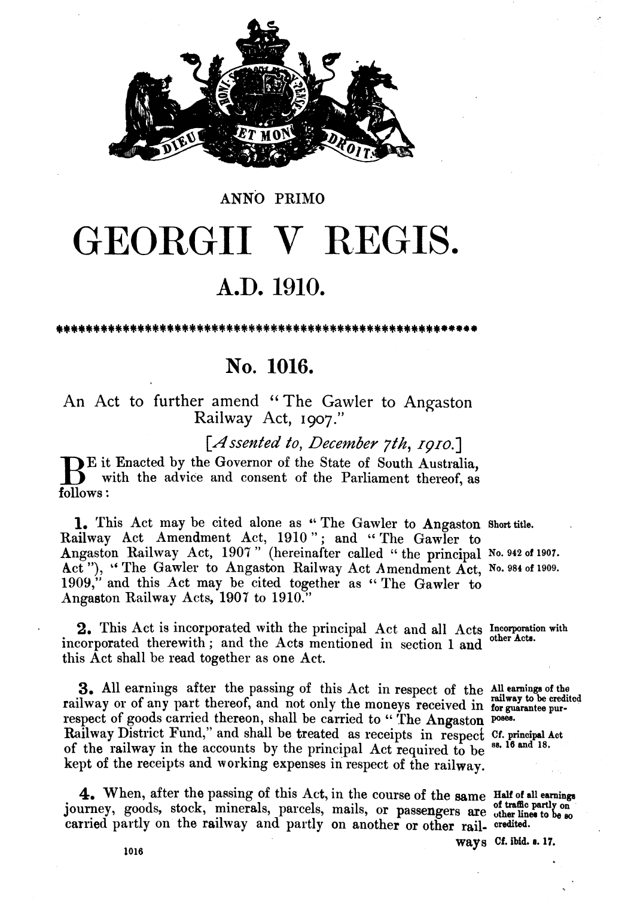ANNO PRIMO

# GEORGII V REGIS.

## A.D. 1910.

## No. 1016.

An Act to further amend "The Gawler to Angaston Railway Act, 1907."

*[Assented to, December 7th, 1910.]*

BE it Enacted by the Governor of the State of South Australia, with the advice and consent of the Parliament thereof, as follows:

*Short title.* *No. 942 of 1907.* *No. 984 of 1909.*

**1.** This Act may be cited alone as "The Gawler to Angaston Railway Act Amendment Act, 1910"; and "The Gawler to Angaston Railway Act, 1907" (hereinafter called "the principal Act"), "The Gawler to Angaston Railway Act Amendment Act, 1909," and this Act may be cited together as "The Gawler to Angaston Railway Acts, 1907 to 1910."

*Incorporation with other Acts.*

**2.** This Act is incorporated with the principal Act and all Acts incorporated therewith; and the Acts mentioned in section 1 and this Act shall be read together as one Act.

*All earnings of the railway to be credited for guarantee purposes.* *Cf. principal Act ss. 16 and 18.*

**3.** All earnings after the passing of this Act in respect of the railway or of any part thereof, and not only the moneys received in respect of goods carried thereon, shall be carried to "The Angaston Railway District Fund," and shall be treated as receipts in respect of the railway in the accounts by the principal Act required to be kept of the receipts and working expenses in respect of the railway.

*Half of all earnings of traffic partly on other lines to be so credited.* *Cf. ibid. s. 17.*

**4.** When, after the passing of this Act, in the course of the same journey, goods, stock, minerals, parcels, mails, or passengers are carried partly on the railway and partly on another or other railways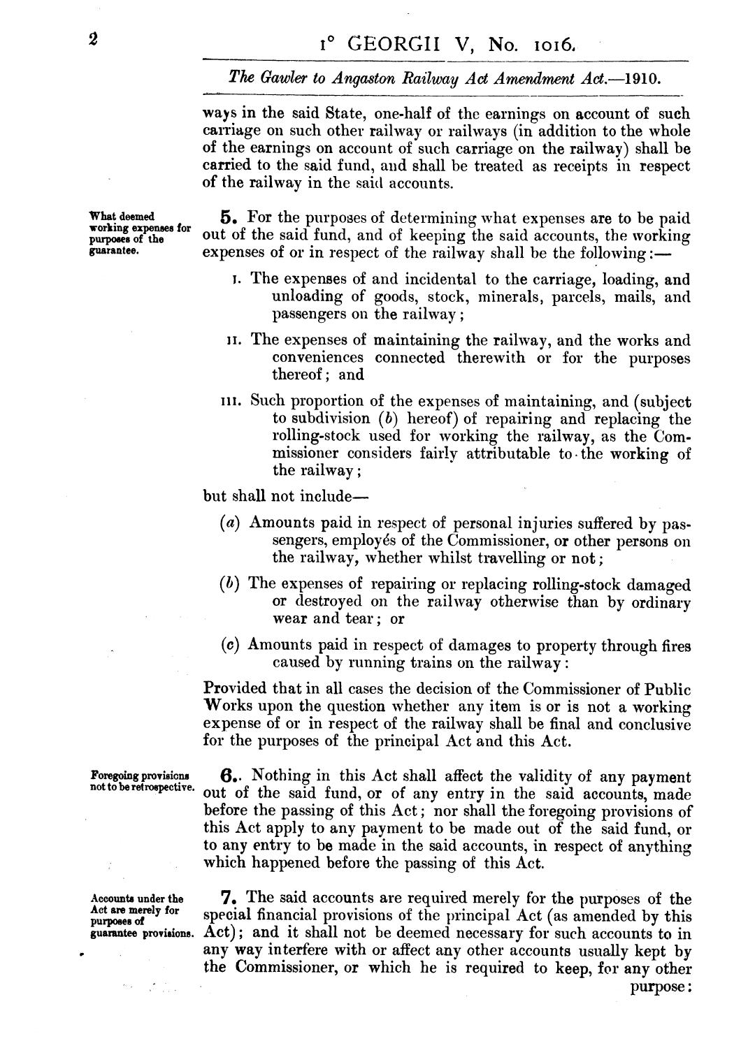ways in the said State, one-half of the earnings on account of such carriage on such other railway or railways (in addition to the whole of the earnings on account of such carriage on the railway) shall be carried to the said fund, and shall be treated as receipts in respect of the railway in the said accounts.

*What deemed working expenses for purposes of the guarantee.*

**5.** For the purposes of determining what expenses are to be paid out of the said fund, and of keeping the said accounts, the working expenses of or in respect of the railway shall be the following:—

I. The expenses of and incidental to the carriage, loading, and unloading of goods, stock, minerals, parcels, mails, and passengers on the railway;

II. The expenses of maintaining the railway, and the works and conveniences connected therewith or for the purposes thereof; and

III. Such proportion of the expenses of maintaining, and (subject to subdivision (*b*) hereof) of repairing and replacing the rolling-stock used for working the railway, as the Commissioner considers fairly attributable to the working of the railway;

but shall not include—

(*a*) Amounts paid in respect of personal injuries suffered by passengers, employés of the Commissioner, or other persons on the railway, whether whilst travelling or not;

(*b*) The expenses of repairing or replacing rolling-stock damaged or destroyed on the railway otherwise than by ordinary wear and tear; or

(*c*) Amounts paid in respect of damages to property through fires caused by running trains on the railway:

Provided that in all cases the decision of the Commissioner of Public Works upon the question whether any item is or is not a working expense of or in respect of the railway shall be final and conclusive for the purposes of the principal Act and this Act.

*Foregoing provisions not to be retrospective.*

**6.** Nothing in this Act shall affect the validity of any payment out of the said fund, or of any entry in the said accounts, made before the passing of this Act; nor shall the foregoing provisions of this Act apply to any payment to be made out of the said fund, or to any entry to be made in the said accounts, in respect of anything which happened before the passing of this Act.

*Accounts under the Act are merely for purposes of guarantee provisions.*

**7.** The said accounts are required merely for the purposes of the special financial provisions of the principal Act (as amended by this Act); and it shall not be deemed necessary for such accounts to in any way interfere with or affect any other accounts usually kept by the Commissioner, or which he is required to keep, for any other purpose: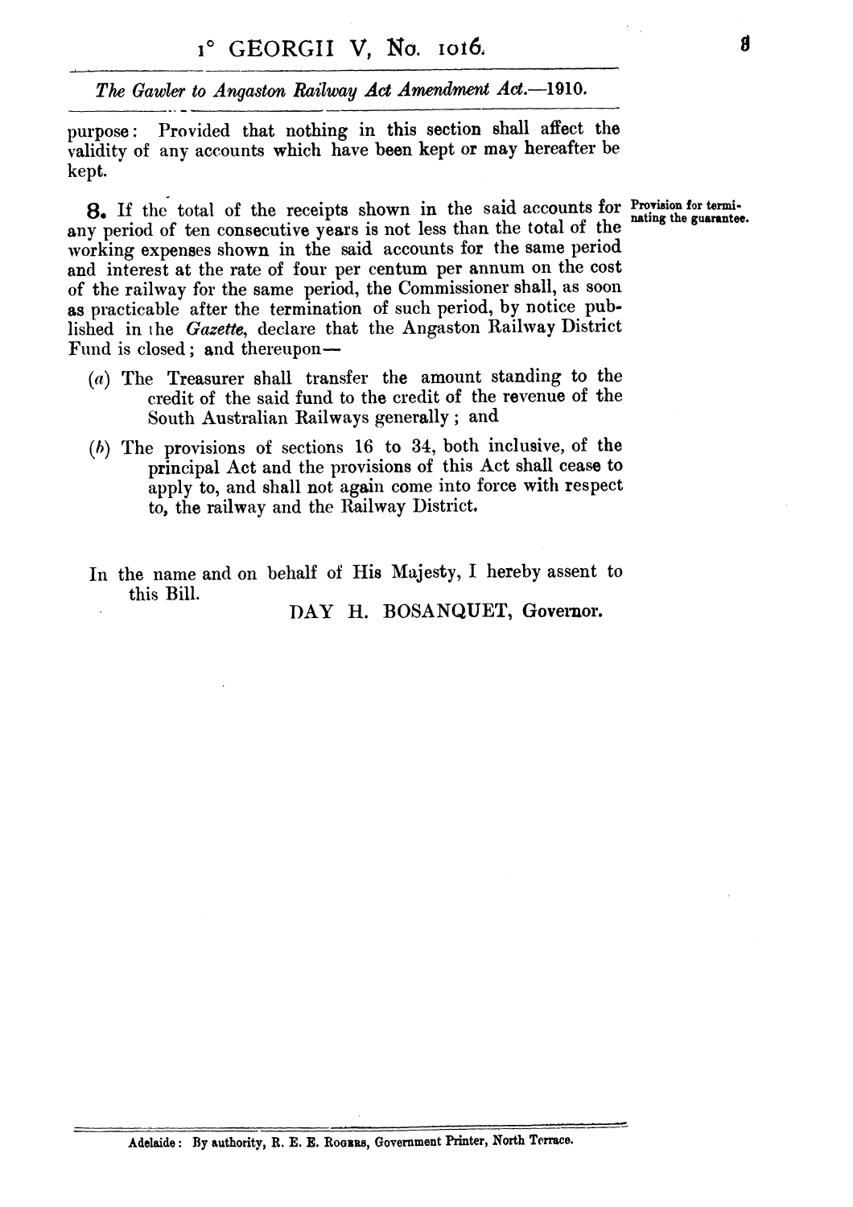purpose: Provided that nothing in this section shall affect the validity of any accounts which have been kept or may hereafter be kept.

**8.** If the total of the receipts shown in the said accounts for any period of ten consecutive years is not less than the total of the working expenses shown in the said accounts for the same period and interest at the rate of four per centum per annum on the cost of the railway for the same period, the Commissioner shall, as soon as practicable after the termination of such period, by notice published in the *Gazette*, declare that the Angaston Railway District Fund is closed; and thereupon— **Provision for terminating the guarantee.**

(*a*) The Treasurer shall transfer the amount standing to the credit of the said fund to the credit of the revenue of the South Australian Railways generally; and

(*b*) The provisions of sections 16 to 34, both inclusive, of the principal Act and the provisions of this Act shall cease to apply to, and shall not again come into force with respect to, the railway and the Railway District.

In the name and on behalf of His Majesty, I hereby assent to this Bill.

DAY H. BOSANQUET, Governor.

Adelaide: By authority, R. E. E. Rogers, Government Printer, North Terrace.